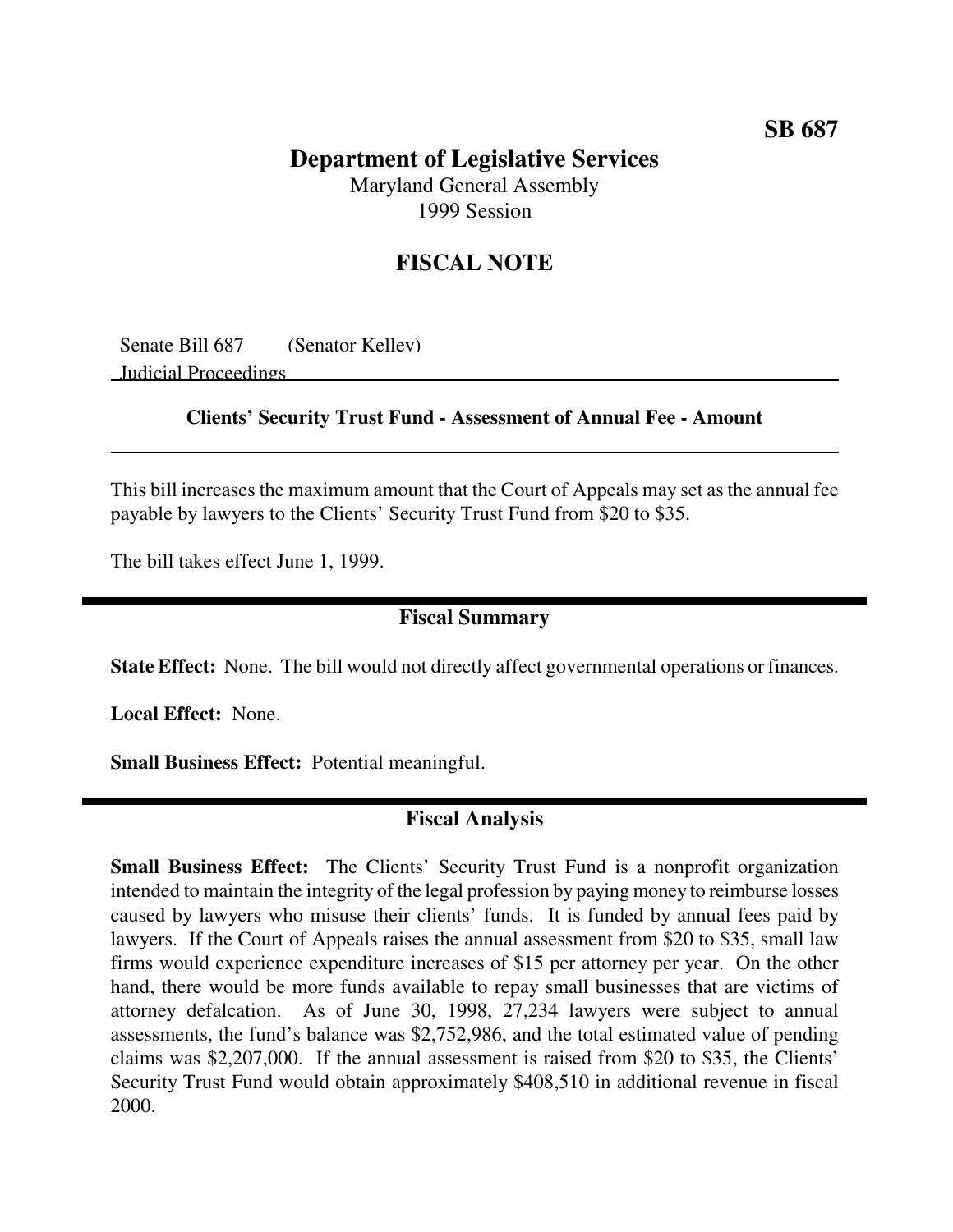**SB 687**

# Department of Legislative Services

Maryland General Assembly
1999 Session

## FISCAL NOTE

Senate Bill 687 (Senator Kelley)
Judicial Proceedings

**Clients' Security Trust Fund - Assessment of Annual Fee - Amount**

This bill increases the maximum amount that the Court of Appeals may set as the annual fee payable by lawyers to the Clients' Security Trust Fund from $20 to $35.

The bill takes effect June 1, 1999.

## Fiscal Summary

**State Effect:** None. The bill would not directly affect governmental operations or finances.

**Local Effect:** None.

**Small Business Effect:** Potential meaningful.

## Fiscal Analysis

**Small Business Effect:** The Clients' Security Trust Fund is a nonprofit organization intended to maintain the integrity of the legal profession by paying money to reimburse losses caused by lawyers who misuse their clients' funds. It is funded by annual fees paid by lawyers. If the Court of Appeals raises the annual assessment from $20 to $35, small law firms would experience expenditure increases of $15 per attorney per year. On the other hand, there would be more funds available to repay small businesses that are victims of attorney defalcation. As of June 30, 1998, 27,234 lawyers were subject to annual assessments, the fund's balance was $2,752,986, and the total estimated value of pending claims was $2,207,000. If the annual assessment is raised from $20 to $35, the Clients' Security Trust Fund would obtain approximately $408,510 in additional revenue in fiscal 2000.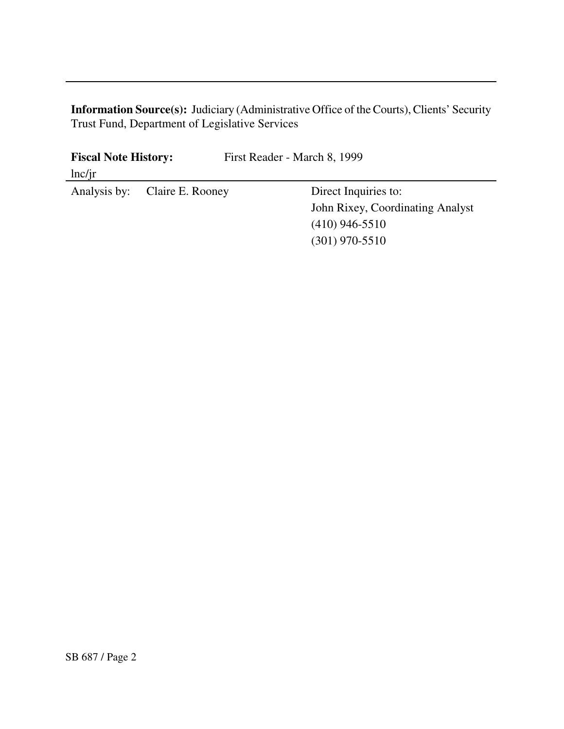---

**Information Source(s):** Judiciary (Administrative Office of the Courts), Clients' Security Trust Fund, Department of Legislative Services

**Fiscal Note History:** First Reader - March 8, 1999

lnc/jr

---

Analysis by: Claire E. Rooney

Direct Inquiries to:
John Rixey, Coordinating Analyst
(410) 946-5510
(301) 970-5510